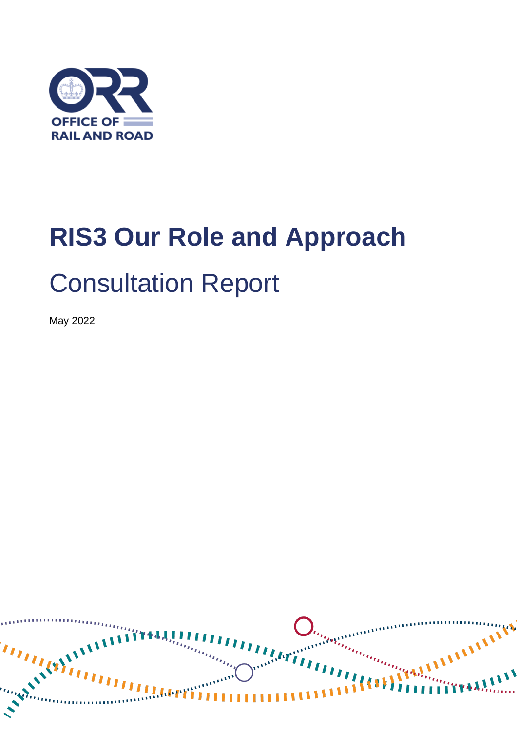OFFICE OF RAIL AND ROAD

# RIS3 Our Role and Approach

## Consultation Report

May 2022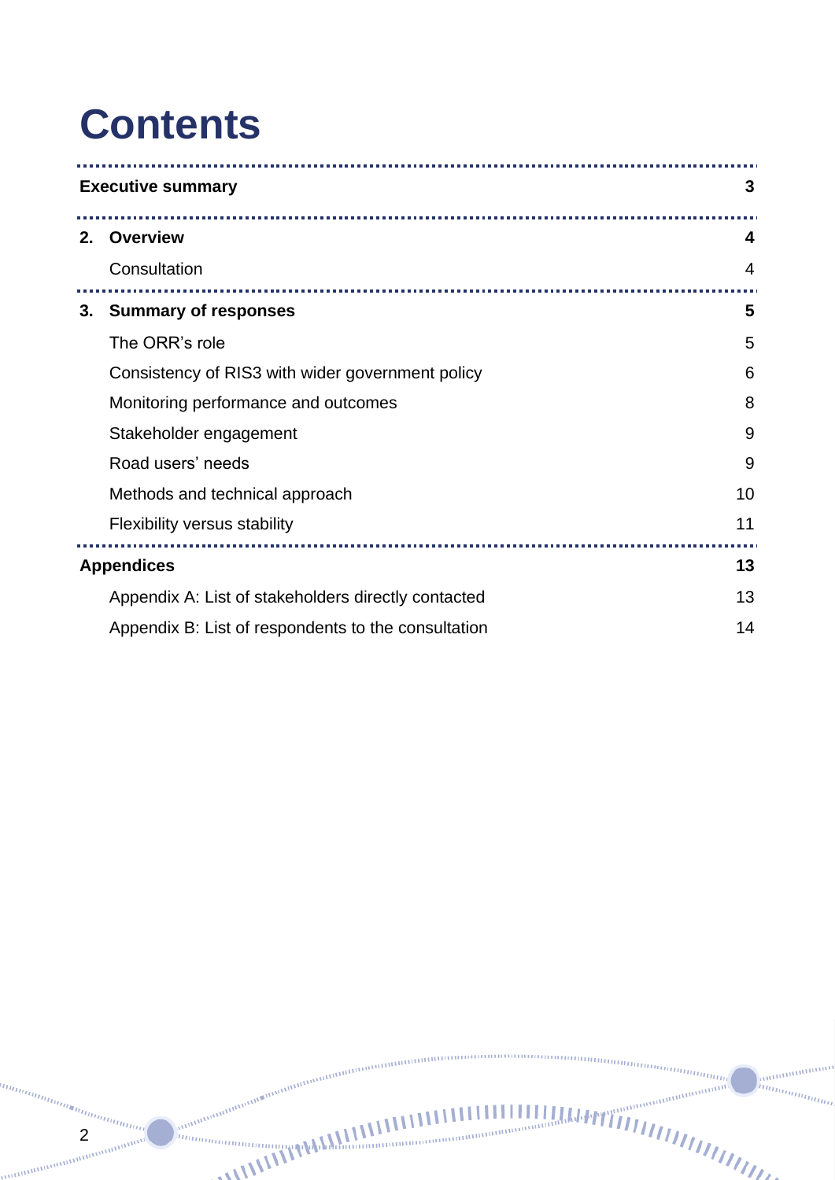# Contents

| | | |
|---|---|---|
| **Executive summary** | | **3** |
| **2.** | **Overview** | **4** |
| | Consultation | 4 |
| **3.** | **Summary of responses** | **5** |
| | The ORR's role | 5 |
| | Consistency of RIS3 with wider government policy | 6 |
| | Monitoring performance and outcomes | 8 |
| | Stakeholder engagement | 9 |
| | Road users' needs | 9 |
| | Methods and technical approach | 10 |
| | Flexibility versus stability | 11 |
| **Appendices** | | **13** |
| | Appendix A: List of stakeholders directly contacted | 13 |
| | Appendix B: List of respondents to the consultation | 14 |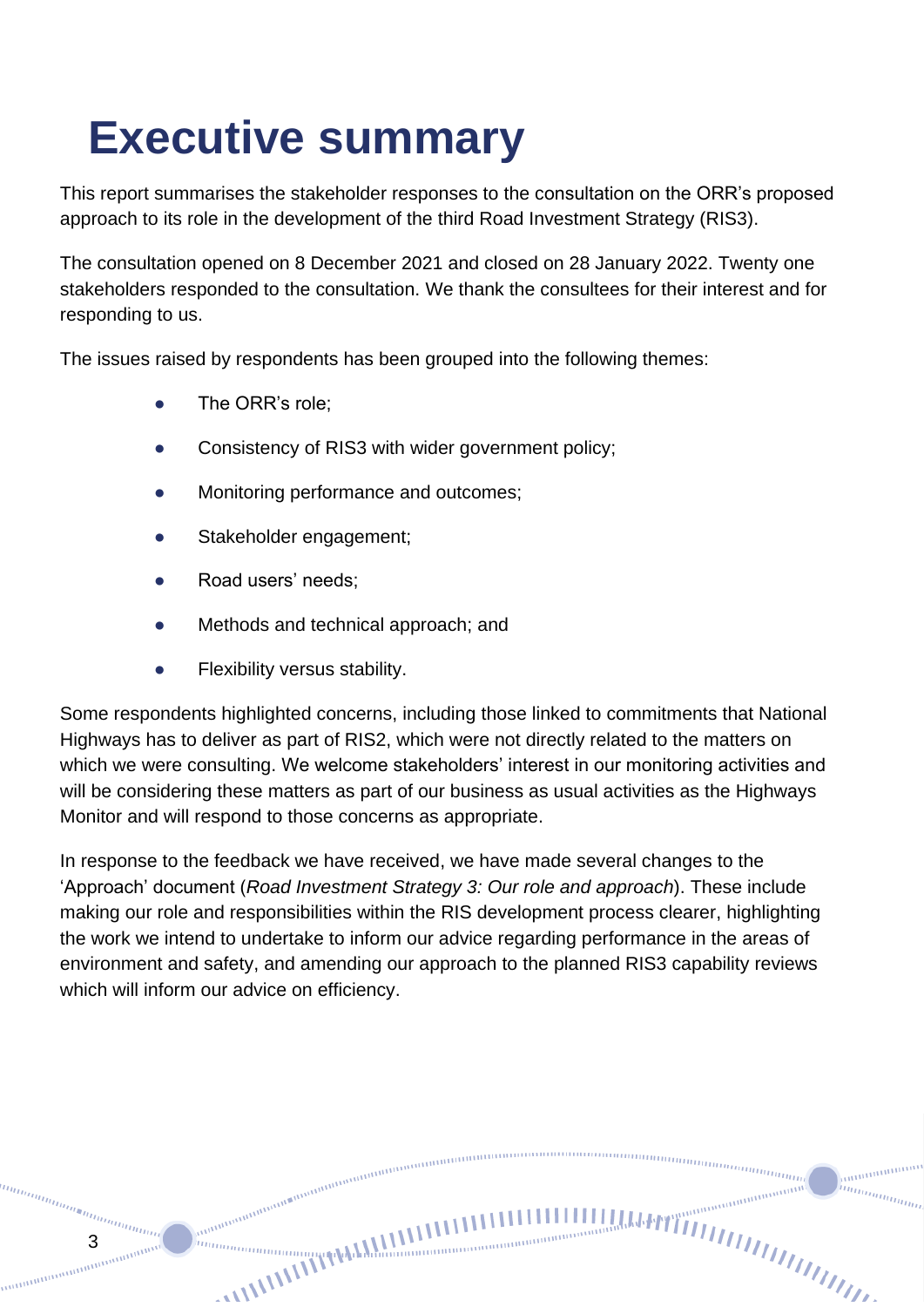# Executive summary

This report summarises the stakeholder responses to the consultation on the ORR's proposed approach to its role in the development of the third Road Investment Strategy (RIS3).

The consultation opened on 8 December 2021 and closed on 28 January 2022. Twenty one stakeholders responded to the consultation. We thank the consultees for their interest and for responding to us.

The issues raised by respondents has been grouped into the following themes:

- The ORR's role;
- Consistency of RIS3 with wider government policy;
- Monitoring performance and outcomes;
- Stakeholder engagement;
- Road users' needs;
- Methods and technical approach; and
- Flexibility versus stability.

Some respondents highlighted concerns, including those linked to commitments that National Highways has to deliver as part of RIS2, which were not directly related to the matters on which we were consulting. We welcome stakeholders' interest in our monitoring activities and will be considering these matters as part of our business as usual activities as the Highways Monitor and will respond to those concerns as appropriate.

In response to the feedback we have received, we have made several changes to the 'Approach' document (*Road Investment Strategy 3: Our role and approach*). These include making our role and responsibilities within the RIS development process clearer, highlighting the work we intend to undertake to inform our advice regarding performance in the areas of environment and safety, and amending our approach to the planned RIS3 capability reviews which will inform our advice on efficiency.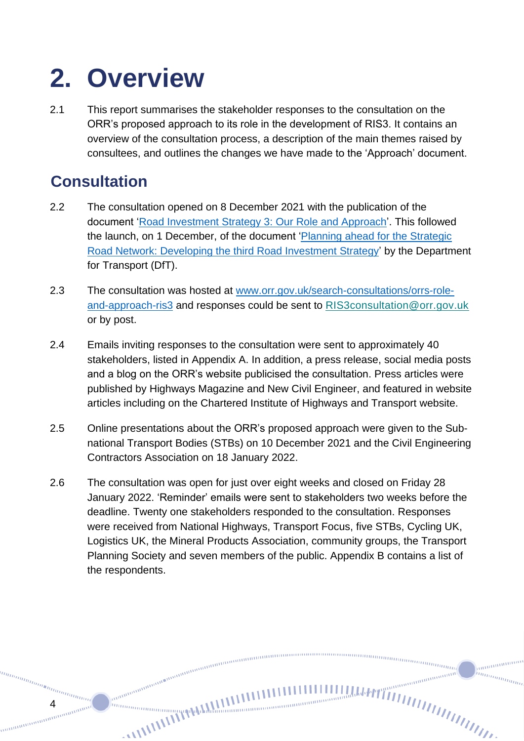# 2. Overview

2.1 This report summarises the stakeholder responses to the consultation on the ORR's proposed approach to its role in the development of RIS3. It contains an overview of the consultation process, a description of the main themes raised by consultees, and outlines the changes we have made to the 'Approach' document.

## Consultation

2.2 The consultation opened on 8 December 2021 with the publication of the document '[Road Investment Strategy 3: Our Role and Approach]'. This followed the launch, on 1 December, of the document '[Planning ahead for the Strategic Road Network: Developing the third Road Investment Strategy]' by the Department for Transport (DfT).

2.3 The consultation was hosted at www.orr.gov.uk/search-consultations/orrs-role-and-approach-ris3 and responses could be sent to RIS3consultation@orr.gov.uk or by post.

2.4 Emails inviting responses to the consultation were sent to approximately 40 stakeholders, listed in Appendix A. In addition, a press release, social media posts and a blog on the ORR's website publicised the consultation. Press articles were published by Highways Magazine and New Civil Engineer, and featured in website articles including on the Chartered Institute of Highways and Transport website.

2.5 Online presentations about the ORR's proposed approach were given to the Sub-national Transport Bodies (STBs) on 10 December 2021 and the Civil Engineering Contractors Association on 18 January 2022.

2.6 The consultation was open for just over eight weeks and closed on Friday 28 January 2022. 'Reminder' emails were sent to stakeholders two weeks before the deadline. Twenty one stakeholders responded to the consultation. Responses were received from National Highways, Transport Focus, five STBs, Cycling UK, Logistics UK, the Mineral Products Association, community groups, the Transport Planning Society and seven members of the public. Appendix B contains a list of the respondents.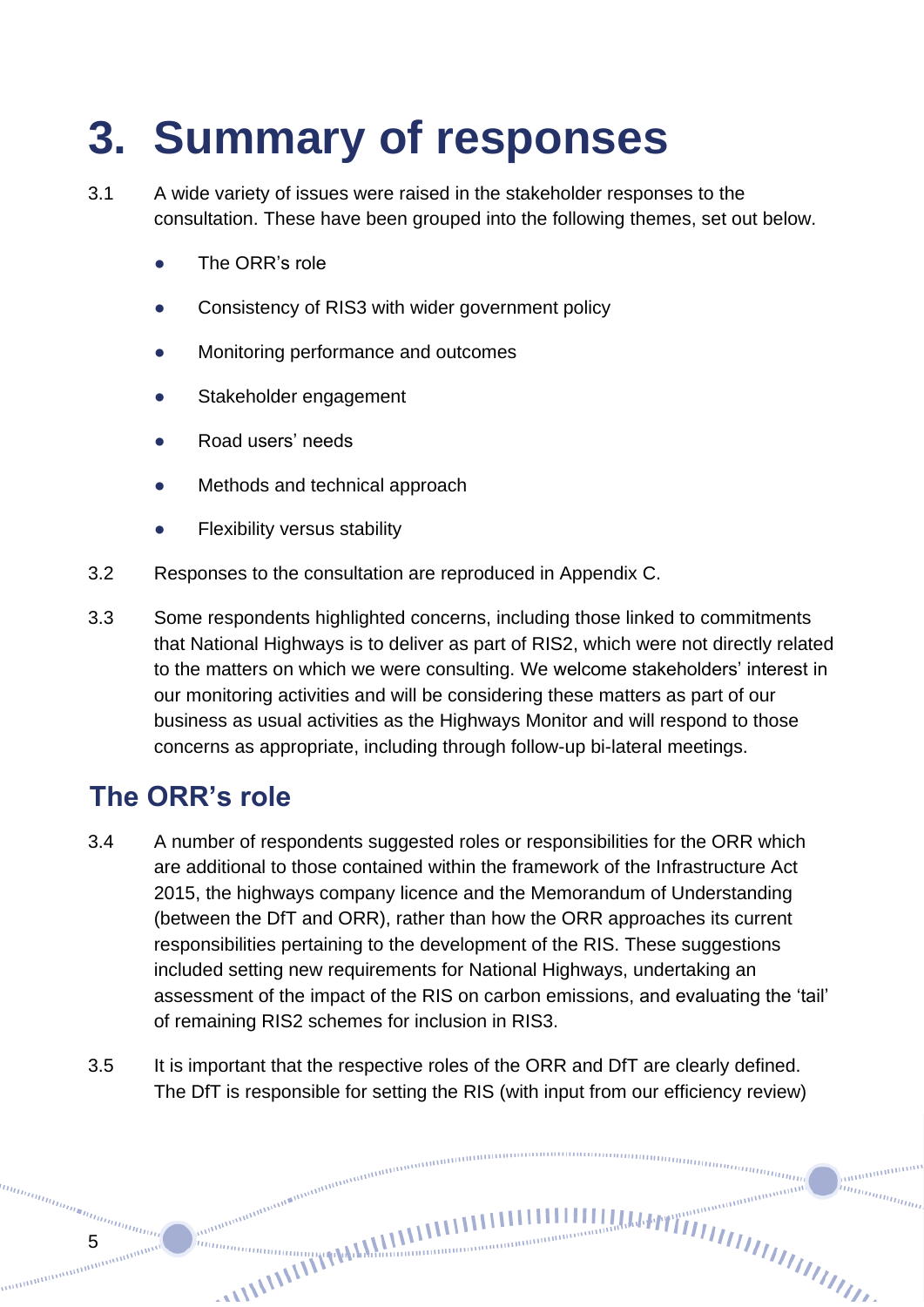# 3. Summary of responses

3.1 A wide variety of issues were raised in the stakeholder responses to the consultation. These have been grouped into the following themes, set out below.

- The ORR's role
- Consistency of RIS3 with wider government policy
- Monitoring performance and outcomes
- Stakeholder engagement
- Road users' needs
- Methods and technical approach
- Flexibility versus stability

3.2 Responses to the consultation are reproduced in Appendix C.

3.3 Some respondents highlighted concerns, including those linked to commitments that National Highways is to deliver as part of RIS2, which were not directly related to the matters on which we were consulting. We welcome stakeholders' interest in our monitoring activities and will be considering these matters as part of our business as usual activities as the Highways Monitor and will respond to those concerns as appropriate, including through follow-up bi-lateral meetings.

## The ORR's role

3.4 A number of respondents suggested roles or responsibilities for the ORR which are additional to those contained within the framework of the Infrastructure Act 2015, the highways company licence and the Memorandum of Understanding (between the DfT and ORR), rather than how the ORR approaches its current responsibilities pertaining to the development of the RIS. These suggestions included setting new requirements for National Highways, undertaking an assessment of the impact of the RIS on carbon emissions, and evaluating the 'tail' of remaining RIS2 schemes for inclusion in RIS3.

3.5 It is important that the respective roles of the ORR and DfT are clearly defined. The DfT is responsible for setting the RIS (with input from our efficiency review)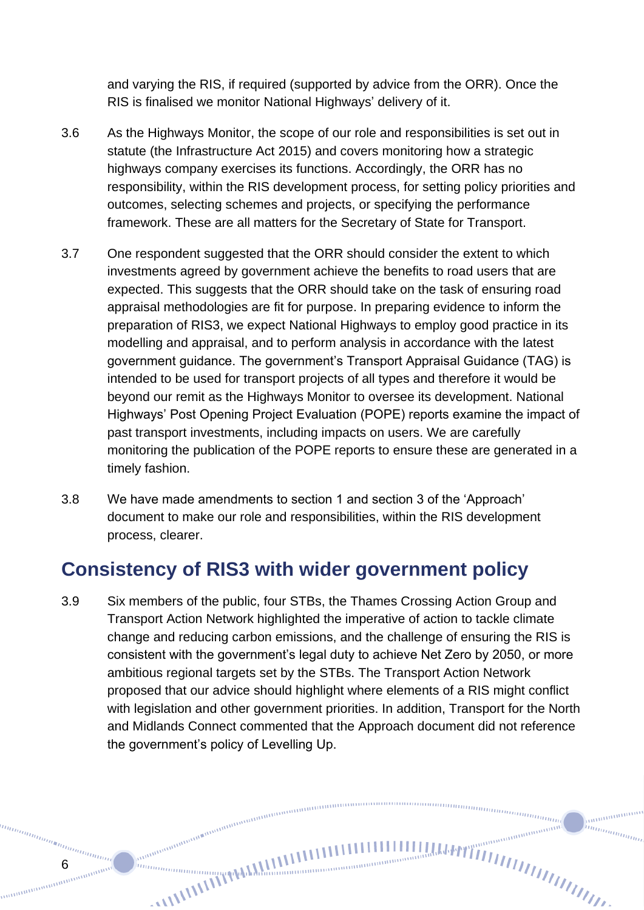and varying the RIS, if required (supported by advice from the ORR). Once the RIS is finalised we monitor National Highways' delivery of it.

3.6 As the Highways Monitor, the scope of our role and responsibilities is set out in statute (the Infrastructure Act 2015) and covers monitoring how a strategic highways company exercises its functions. Accordingly, the ORR has no responsibility, within the RIS development process, for setting policy priorities and outcomes, selecting schemes and projects, or specifying the performance framework. These are all matters for the Secretary of State for Transport.

3.7 One respondent suggested that the ORR should consider the extent to which investments agreed by government achieve the benefits to road users that are expected. This suggests that the ORR should take on the task of ensuring road appraisal methodologies are fit for purpose. In preparing evidence to inform the preparation of RIS3, we expect National Highways to employ good practice in its modelling and appraisal, and to perform analysis in accordance with the latest government guidance. The government's Transport Appraisal Guidance (TAG) is intended to be used for transport projects of all types and therefore it would be beyond our remit as the Highways Monitor to oversee its development. National Highways' Post Opening Project Evaluation (POPE) reports examine the impact of past transport investments, including impacts on users. We are carefully monitoring the publication of the POPE reports to ensure these are generated in a timely fashion.

3.8 We have made amendments to section 1 and section 3 of the 'Approach' document to make our role and responsibilities, within the RIS development process, clearer.

## Consistency of RIS3 with wider government policy

3.9 Six members of the public, four STBs, the Thames Crossing Action Group and Transport Action Network highlighted the imperative of action to tackle climate change and reducing carbon emissions, and the challenge of ensuring the RIS is consistent with the government's legal duty to achieve Net Zero by 2050, or more ambitious regional targets set by the STBs. The Transport Action Network proposed that our advice should highlight where elements of a RIS might conflict with legislation and other government priorities. In addition, Transport for the North and Midlands Connect commented that the Approach document did not reference the government's policy of Levelling Up.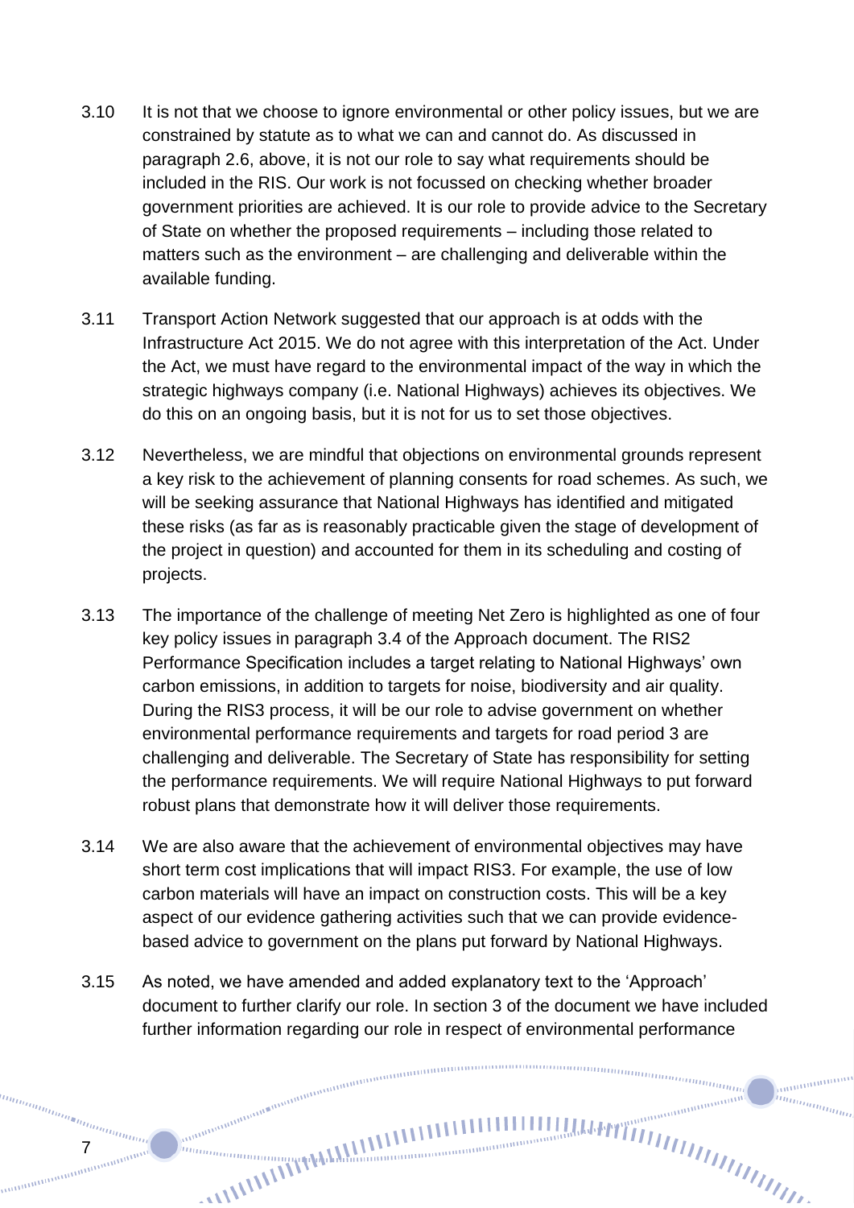3.10 It is not that we choose to ignore environmental or other policy issues, but we are constrained by statute as to what we can and cannot do. As discussed in paragraph 2.6, above, it is not our role to say what requirements should be included in the RIS. Our work is not focussed on checking whether broader government priorities are achieved. It is our role to provide advice to the Secretary of State on whether the proposed requirements – including those related to matters such as the environment – are challenging and deliverable within the available funding.

3.11 Transport Action Network suggested that our approach is at odds with the Infrastructure Act 2015. We do not agree with this interpretation of the Act. Under the Act, we must have regard to the environmental impact of the way in which the strategic highways company (i.e. National Highways) achieves its objectives. We do this on an ongoing basis, but it is not for us to set those objectives.

3.12 Nevertheless, we are mindful that objections on environmental grounds represent a key risk to the achievement of planning consents for road schemes. As such, we will be seeking assurance that National Highways has identified and mitigated these risks (as far as is reasonably practicable given the stage of development of the project in question) and accounted for them in its scheduling and costing of projects.

3.13 The importance of the challenge of meeting Net Zero is highlighted as one of four key policy issues in paragraph 3.4 of the Approach document. The RIS2 Performance Specification includes a target relating to National Highways' own carbon emissions, in addition to targets for noise, biodiversity and air quality. During the RIS3 process, it will be our role to advise government on whether environmental performance requirements and targets for road period 3 are challenging and deliverable. The Secretary of State has responsibility for setting the performance requirements. We will require National Highways to put forward robust plans that demonstrate how it will deliver those requirements.

3.14 We are also aware that the achievement of environmental objectives may have short term cost implications that will impact RIS3. For example, the use of low carbon materials will have an impact on construction costs. This will be a key aspect of our evidence gathering activities such that we can provide evidence-based advice to government on the plans put forward by National Highways.

3.15 As noted, we have amended and added explanatory text to the 'Approach' document to further clarify our role. In section 3 of the document we have included further information regarding our role in respect of environmental performance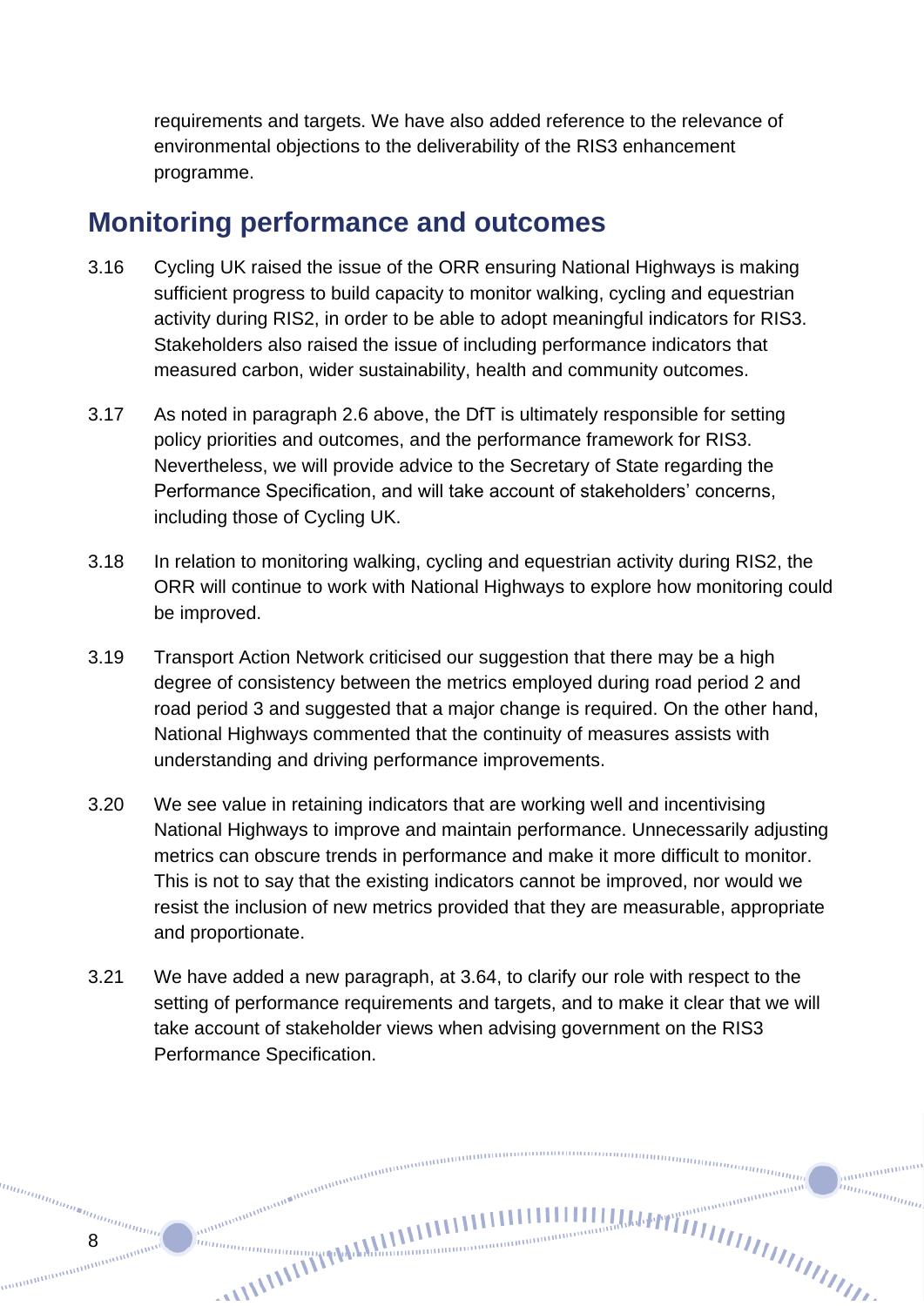requirements and targets. We have also added reference to the relevance of environmental objections to the deliverability of the RIS3 enhancement programme.

## Monitoring performance and outcomes

3.16 Cycling UK raised the issue of the ORR ensuring National Highways is making sufficient progress to build capacity to monitor walking, cycling and equestrian activity during RIS2, in order to be able to adopt meaningful indicators for RIS3. Stakeholders also raised the issue of including performance indicators that measured carbon, wider sustainability, health and community outcomes.

3.17 As noted in paragraph 2.6 above, the DfT is ultimately responsible for setting policy priorities and outcomes, and the performance framework for RIS3. Nevertheless, we will provide advice to the Secretary of State regarding the Performance Specification, and will take account of stakeholders' concerns, including those of Cycling UK.

3.18 In relation to monitoring walking, cycling and equestrian activity during RIS2, the ORR will continue to work with National Highways to explore how monitoring could be improved.

3.19 Transport Action Network criticised our suggestion that there may be a high degree of consistency between the metrics employed during road period 2 and road period 3 and suggested that a major change is required. On the other hand, National Highways commented that the continuity of measures assists with understanding and driving performance improvements.

3.20 We see value in retaining indicators that are working well and incentivising National Highways to improve and maintain performance. Unnecessarily adjusting metrics can obscure trends in performance and make it more difficult to monitor. This is not to say that the existing indicators cannot be improved, nor would we resist the inclusion of new metrics provided that they are measurable, appropriate and proportionate.

3.21 We have added a new paragraph, at 3.64, to clarify our role with respect to the setting of performance requirements and targets, and to make it clear that we will take account of stakeholder views when advising government on the RIS3 Performance Specification.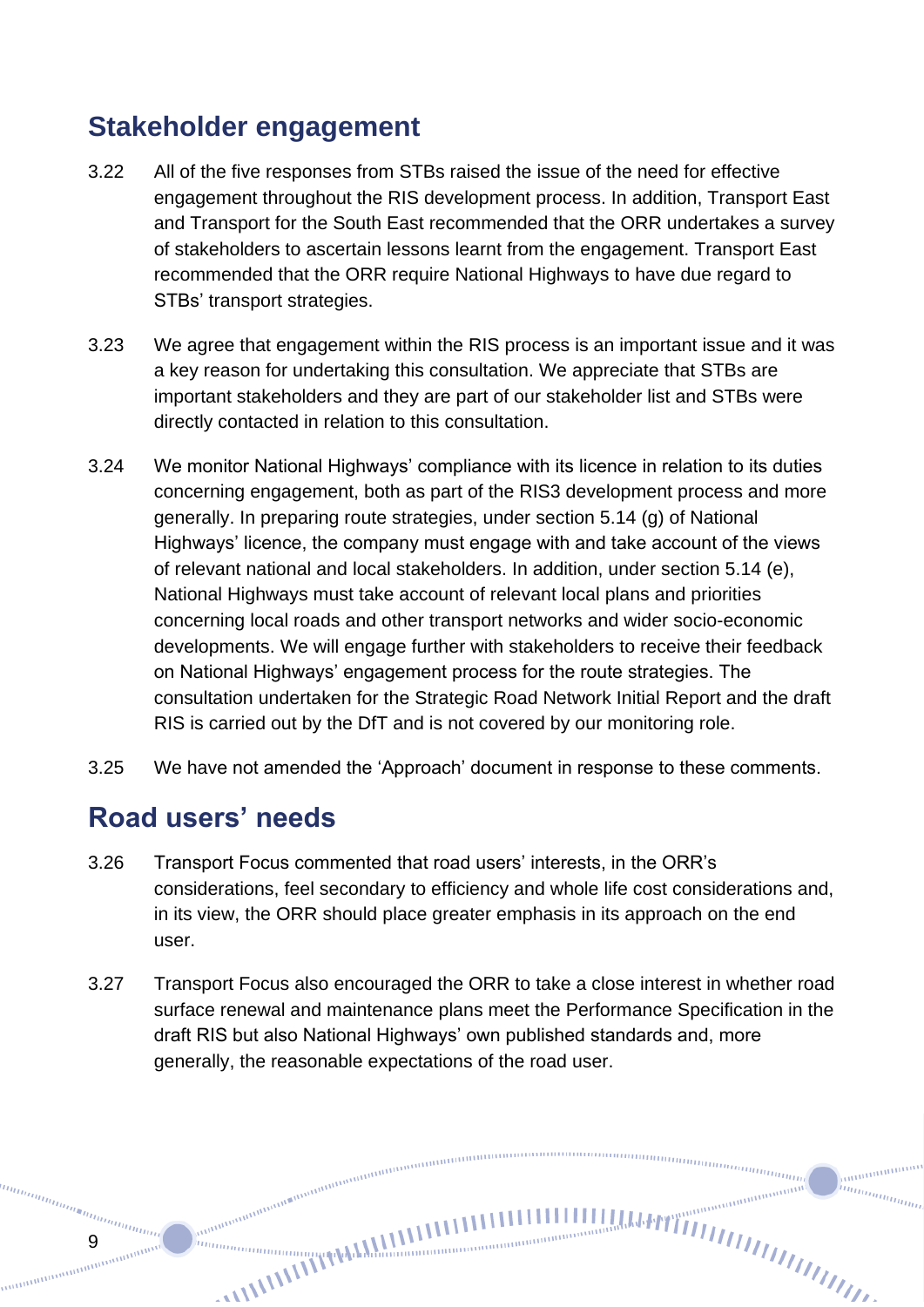## Stakeholder engagement

3.22 All of the five responses from STBs raised the issue of the need for effective engagement throughout the RIS development process. In addition, Transport East and Transport for the South East recommended that the ORR undertakes a survey of stakeholders to ascertain lessons learnt from the engagement. Transport East recommended that the ORR require National Highways to have due regard to STBs' transport strategies.

3.23 We agree that engagement within the RIS process is an important issue and it was a key reason for undertaking this consultation. We appreciate that STBs are important stakeholders and they are part of our stakeholder list and STBs were directly contacted in relation to this consultation.

3.24 We monitor National Highways' compliance with its licence in relation to its duties concerning engagement, both as part of the RIS3 development process and more generally. In preparing route strategies, under section 5.14 (g) of National Highways' licence, the company must engage with and take account of the views of relevant national and local stakeholders. In addition, under section 5.14 (e), National Highways must take account of relevant local plans and priorities concerning local roads and other transport networks and wider socio-economic developments. We will engage further with stakeholders to receive their feedback on National Highways' engagement process for the route strategies. The consultation undertaken for the Strategic Road Network Initial Report and the draft RIS is carried out by the DfT and is not covered by our monitoring role.

3.25 We have not amended the 'Approach' document in response to these comments.

## Road users' needs

3.26 Transport Focus commented that road users' interests, in the ORR's considerations, feel secondary to efficiency and whole life cost considerations and, in its view, the ORR should place greater emphasis in its approach on the end user.

3.27 Transport Focus also encouraged the ORR to take a close interest in whether road surface renewal and maintenance plans meet the Performance Specification in the draft RIS but also National Highways' own published standards and, more generally, the reasonable expectations of the road user.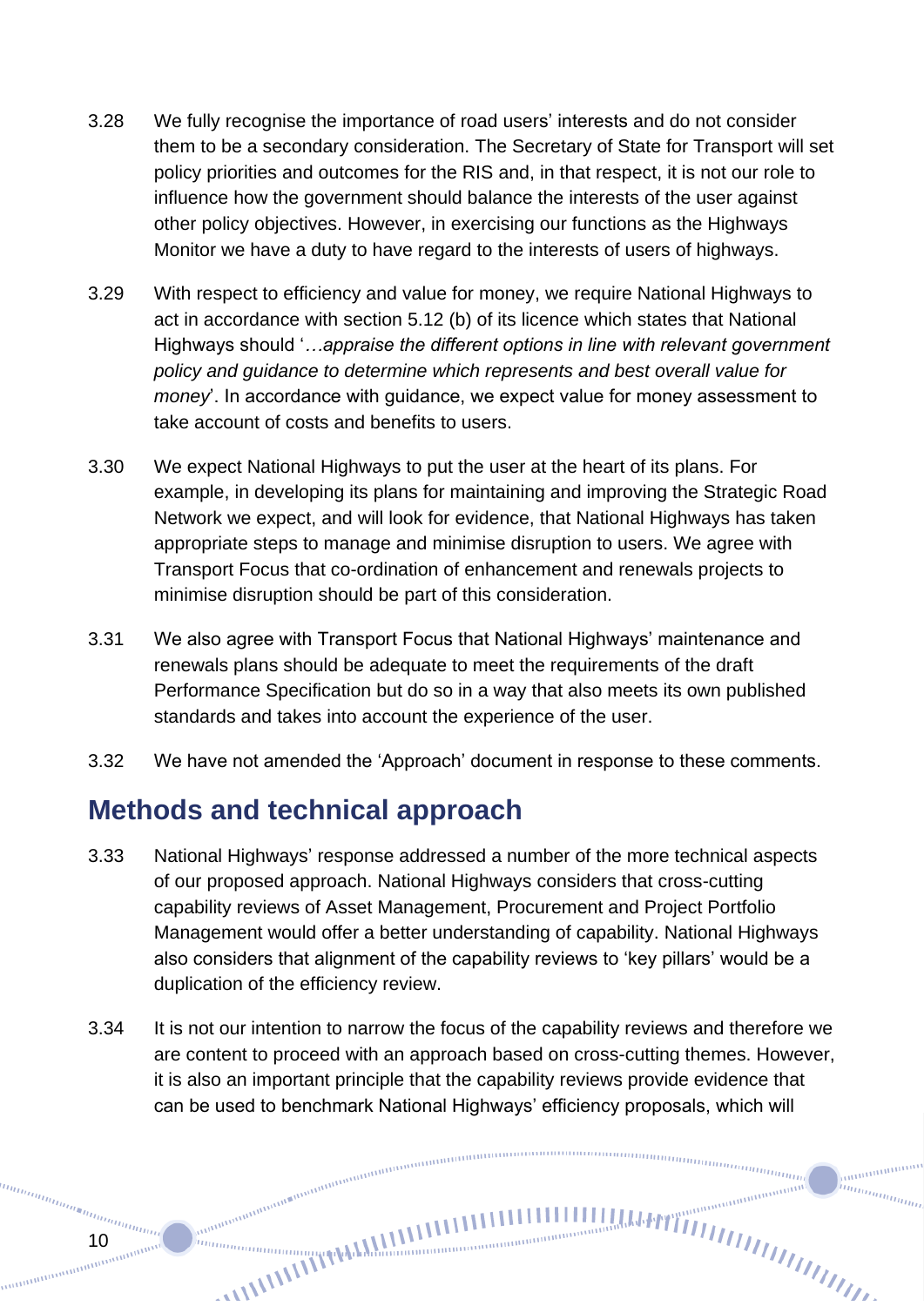3.28 We fully recognise the importance of road users' interests and do not consider them to be a secondary consideration. The Secretary of State for Transport will set policy priorities and outcomes for the RIS and, in that respect, it is not our role to influence how the government should balance the interests of the user against other policy objectives. However, in exercising our functions as the Highways Monitor we have a duty to have regard to the interests of users of highways.

3.29 With respect to efficiency and value for money, we require National Highways to act in accordance with section 5.12 (b) of its licence which states that National Highways should '*…appraise the different options in line with relevant government policy and guidance to determine which represents and best overall value for money*'. In accordance with guidance, we expect value for money assessment to take account of costs and benefits to users.

3.30 We expect National Highways to put the user at the heart of its plans. For example, in developing its plans for maintaining and improving the Strategic Road Network we expect, and will look for evidence, that National Highways has taken appropriate steps to manage and minimise disruption to users. We agree with Transport Focus that co-ordination of enhancement and renewals projects to minimise disruption should be part of this consideration.

3.31 We also agree with Transport Focus that National Highways' maintenance and renewals plans should be adequate to meet the requirements of the draft Performance Specification but do so in a way that also meets its own published standards and takes into account the experience of the user.

3.32 We have not amended the 'Approach' document in response to these comments.

## Methods and technical approach

3.33 National Highways' response addressed a number of the more technical aspects of our proposed approach. National Highways considers that cross-cutting capability reviews of Asset Management, Procurement and Project Portfolio Management would offer a better understanding of capability. National Highways also considers that alignment of the capability reviews to 'key pillars' would be a duplication of the efficiency review.

3.34 It is not our intention to narrow the focus of the capability reviews and therefore we are content to proceed with an approach based on cross-cutting themes. However, it is also an important principle that the capability reviews provide evidence that can be used to benchmark National Highways' efficiency proposals, which will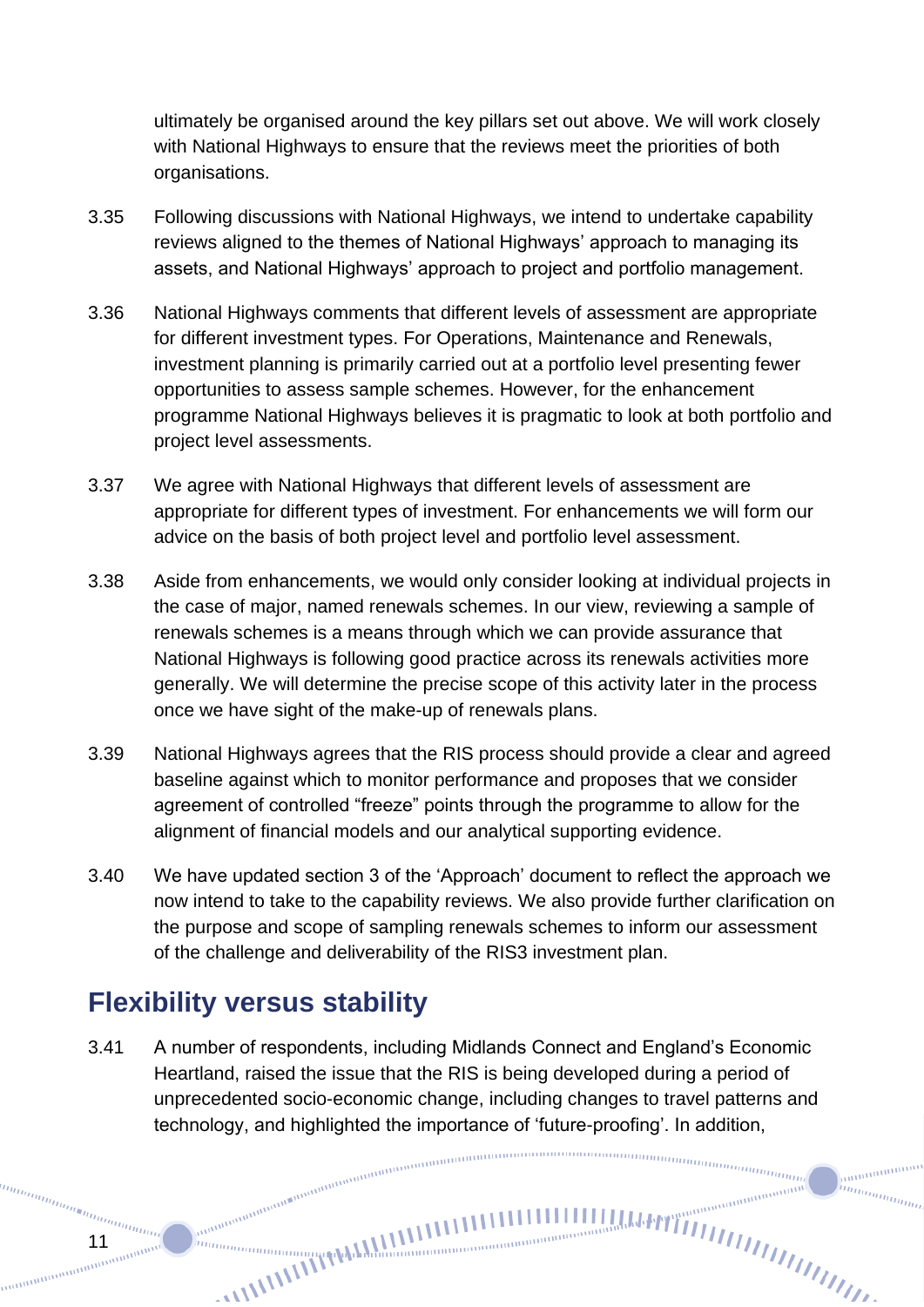ultimately be organised around the key pillars set out above. We will work closely with National Highways to ensure that the reviews meet the priorities of both organisations.

3.35 Following discussions with National Highways, we intend to undertake capability reviews aligned to the themes of National Highways' approach to managing its assets, and National Highways' approach to project and portfolio management.

3.36 National Highways comments that different levels of assessment are appropriate for different investment types. For Operations, Maintenance and Renewals, investment planning is primarily carried out at a portfolio level presenting fewer opportunities to assess sample schemes. However, for the enhancement programme National Highways believes it is pragmatic to look at both portfolio and project level assessments.

3.37 We agree with National Highways that different levels of assessment are appropriate for different types of investment. For enhancements we will form our advice on the basis of both project level and portfolio level assessment.

3.38 Aside from enhancements, we would only consider looking at individual projects in the case of major, named renewals schemes. In our view, reviewing a sample of renewals schemes is a means through which we can provide assurance that National Highways is following good practice across its renewals activities more generally. We will determine the precise scope of this activity later in the process once we have sight of the make-up of renewals plans.

3.39 National Highways agrees that the RIS process should provide a clear and agreed baseline against which to monitor performance and proposes that we consider agreement of controlled "freeze" points through the programme to allow for the alignment of financial models and our analytical supporting evidence.

3.40 We have updated section 3 of the 'Approach' document to reflect the approach we now intend to take to the capability reviews. We also provide further clarification on the purpose and scope of sampling renewals schemes to inform our assessment of the challenge and deliverability of the RIS3 investment plan.

## Flexibility versus stability

3.41 A number of respondents, including Midlands Connect and England's Economic Heartland, raised the issue that the RIS is being developed during a period of unprecedented socio-economic change, including changes to travel patterns and technology, and highlighted the importance of 'future-proofing'. In addition,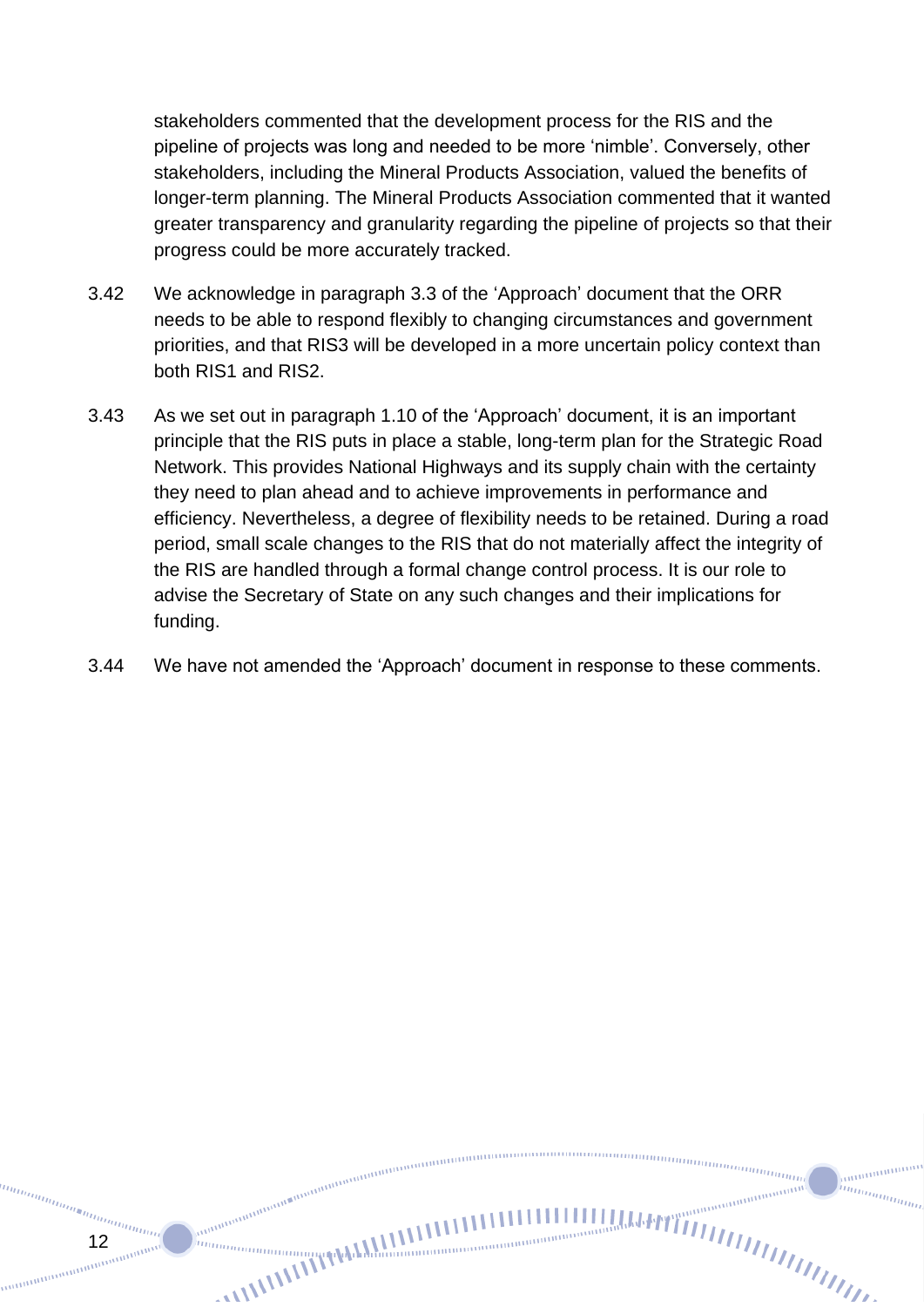stakeholders commented that the development process for the RIS and the pipeline of projects was long and needed to be more 'nimble'. Conversely, other stakeholders, including the Mineral Products Association, valued the benefits of longer-term planning. The Mineral Products Association commented that it wanted greater transparency and granularity regarding the pipeline of projects so that their progress could be more accurately tracked.

3.42 We acknowledge in paragraph 3.3 of the 'Approach' document that the ORR needs to be able to respond flexibly to changing circumstances and government priorities, and that RIS3 will be developed in a more uncertain policy context than both RIS1 and RIS2.

3.43 As we set out in paragraph 1.10 of the 'Approach' document, it is an important principle that the RIS puts in place a stable, long-term plan for the Strategic Road Network. This provides National Highways and its supply chain with the certainty they need to plan ahead and to achieve improvements in performance and efficiency. Nevertheless, a degree of flexibility needs to be retained. During a road period, small scale changes to the RIS that do not materially affect the integrity of the RIS are handled through a formal change control process. It is our role to advise the Secretary of State on any such changes and their implications for funding.

3.44 We have not amended the 'Approach' document in response to these comments.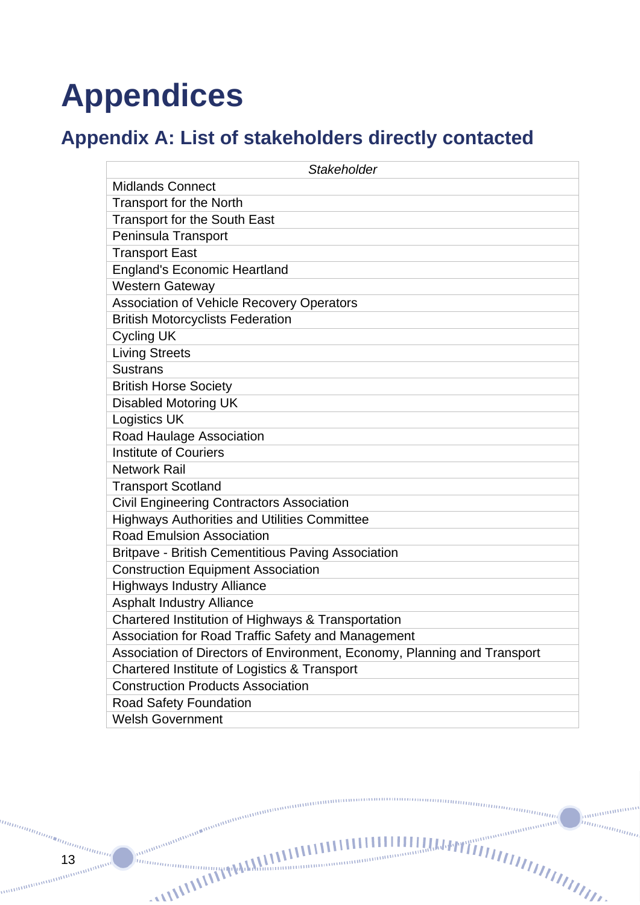# Appendices

## Appendix A: List of stakeholders directly contacted

| *Stakeholder* |
|---|
| Midlands Connect |
| Transport for the North |
| Transport for the South East |
| Peninsula Transport |
| Transport East |
| England's Economic Heartland |
| Western Gateway |
| Association of Vehicle Recovery Operators |
| British Motorcyclists Federation |
| Cycling UK |
| Living Streets |
| Sustrans |
| British Horse Society |
| Disabled Motoring UK |
| Logistics UK |
| Road Haulage Association |
| Institute of Couriers |
| Network Rail |
| Transport Scotland |
| Civil Engineering Contractors Association |
| Highways Authorities and Utilities Committee |
| Road Emulsion Association |
| Britpave - British Cementitious Paving Association |
| Construction Equipment Association |
| Highways Industry Alliance |
| Asphalt Industry Alliance |
| Chartered Institution of Highways & Transportation |
| Association for Road Traffic Safety and Management |
| Association of Directors of Environment, Economy, Planning and Transport |
| Chartered Institute of Logistics & Transport |
| Construction Products Association |
| Road Safety Foundation |
| Welsh Government |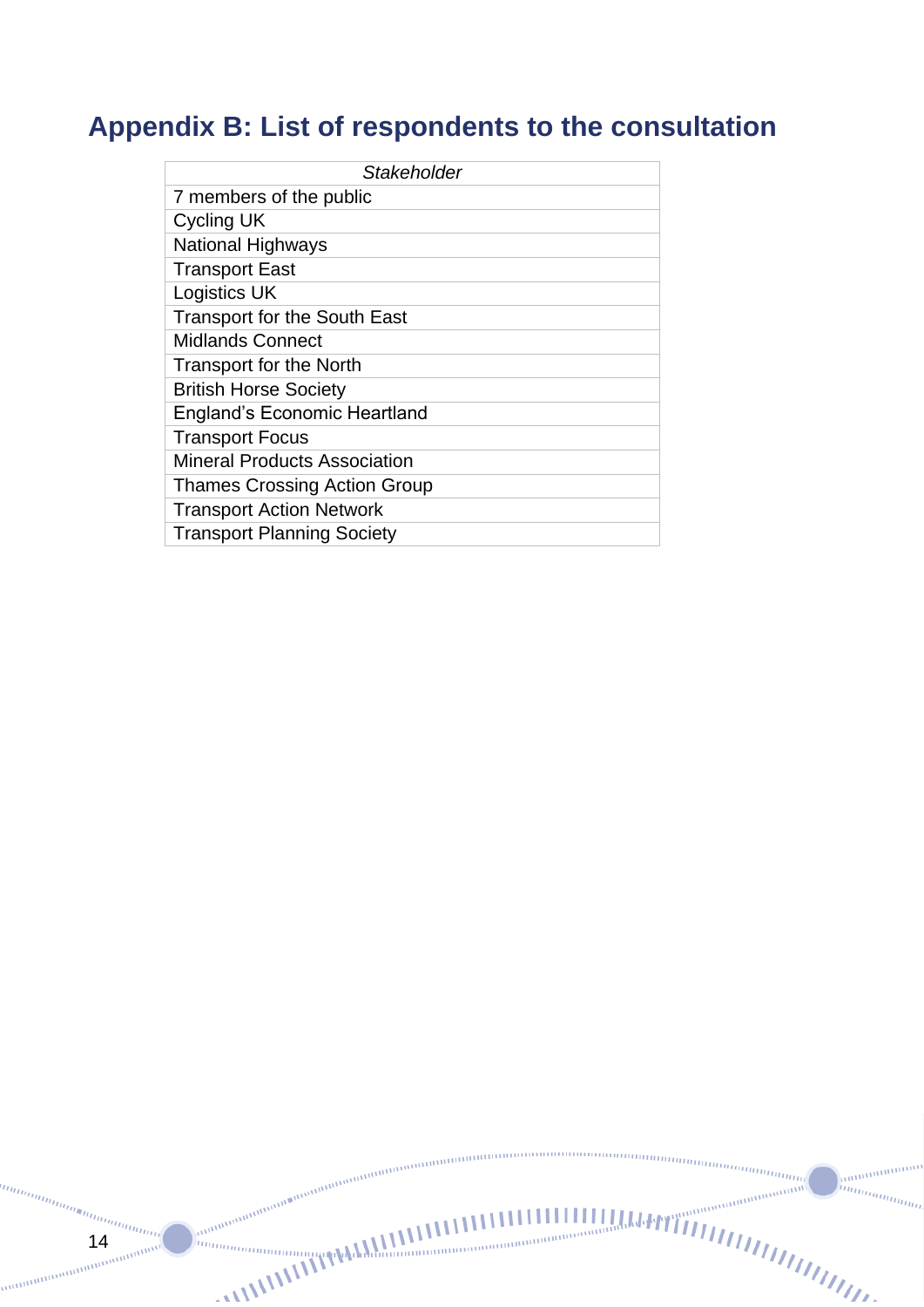## Appendix B: List of respondents to the consultation

| *Stakeholder* |
|---|
| 7 members of the public |
| Cycling UK |
| National Highways |
| Transport East |
| Logistics UK |
| Transport for the South East |
| Midlands Connect |
| Transport for the North |
| British Horse Society |
| England's Economic Heartland |
| Transport Focus |
| Mineral Products Association |
| Thames Crossing Action Group |
| Transport Action Network |
| Transport Planning Society |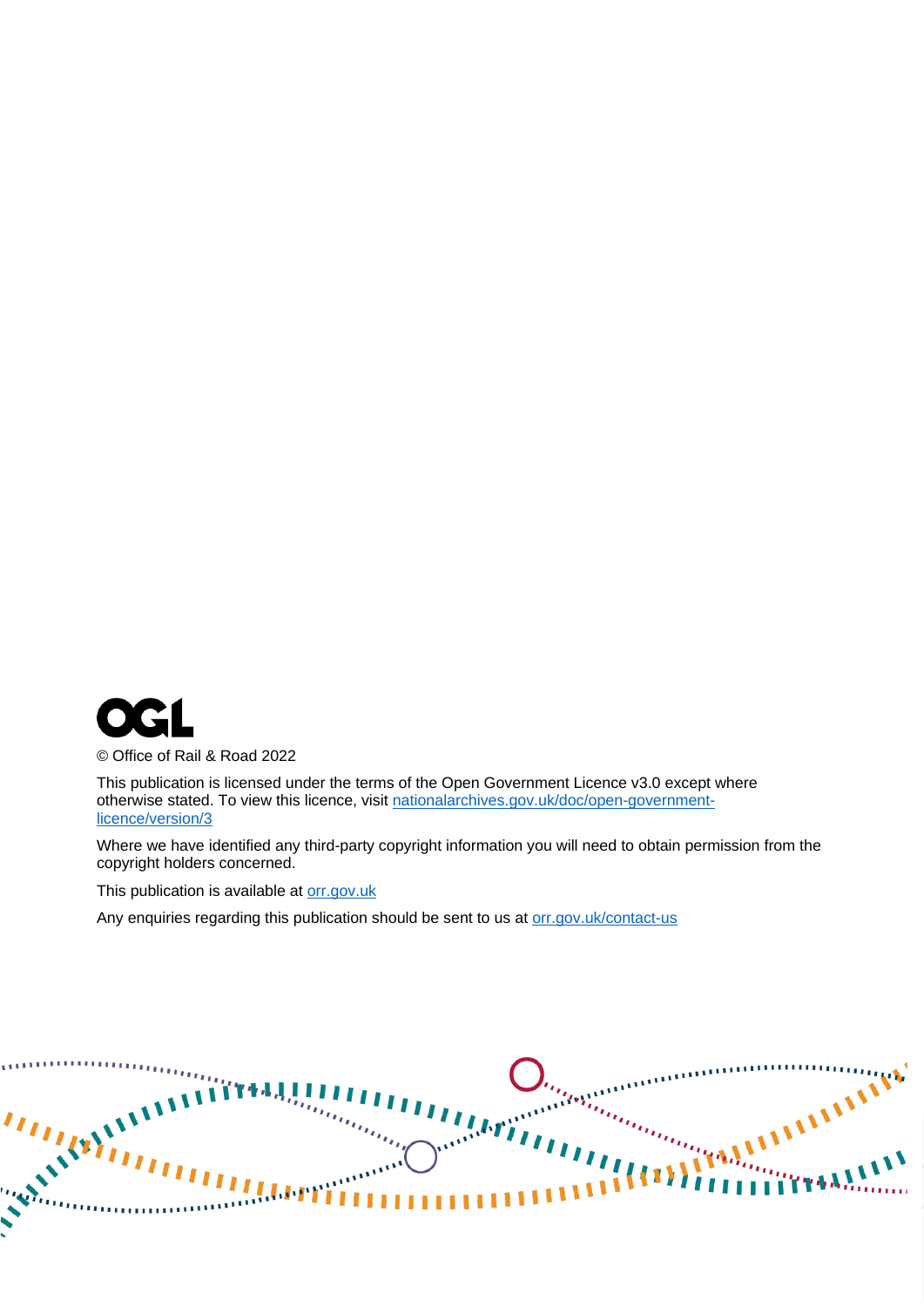OGL

© Office of Rail & Road 2022

This publication is licensed under the terms of the Open Government Licence v3.0 except where otherwise stated. To view this licence, visit [nationalarchives.gov.uk/doc/open-government-licence/version/3](nationalarchives.gov.uk/doc/open-government-licence/version/3)

Where we have identified any third-party copyright information you will need to obtain permission from the copyright holders concerned.

This publication is available at [orr.gov.uk](orr.gov.uk)

Any enquiries regarding this publication should be sent to us at [orr.gov.uk/contact-us](orr.gov.uk/contact-us)